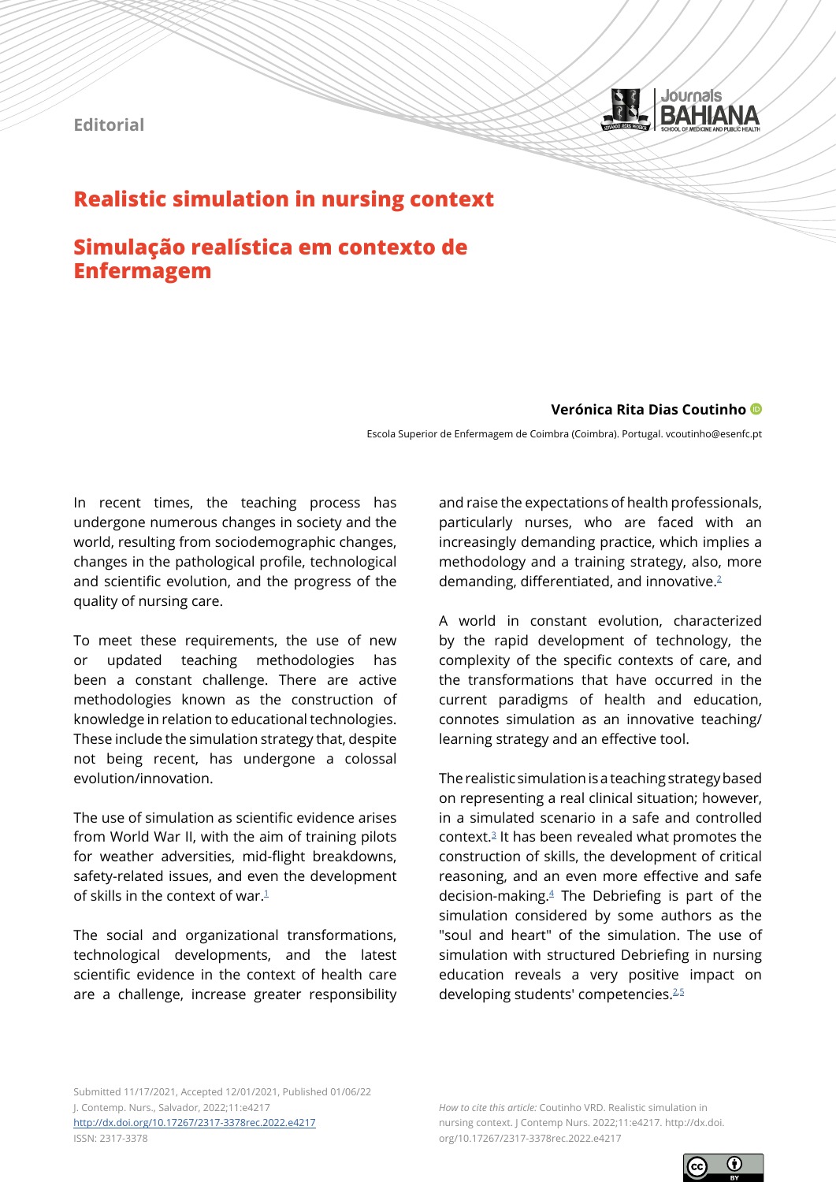Editorial

# Realistic simulation in nursing context

# Simulação realística em contexto de Enfermagem

**Verónica Rita Dias Coutinho**

Escola Superior de Enfermagem de Coimbra (Coimbra). Portugal. vcoutinho@esenfc.pt

In recent times, the teaching process has undergone numerous changes in society and the world, resulting from sociodemographic changes, changes in the pathological profile, technological and scientific evolution, and the progress of the quality of nursing care.

To meet these requirements, the use of new or updated teaching methodologies has been a constant challenge. There are active methodologies known as the construction of knowledge in relation to educational technologies. These include the simulation strategy that, despite not being recent, has undergone a colossal evolution/innovation.

The use of simulation as scientific evidence arises from World War II, with the aim of training pilots for weather adversities, mid-flight breakdowns, safety-related issues, and even the development of skills in the context of war.[1]

The social and organizational transformations, technological developments, and the latest scientific evidence in the context of health care are a challenge, increase greater responsibility and raise the expectations of health professionals, particularly nurses, who are faced with an increasingly demanding practice, which implies a methodology and a training strategy, also, more demanding, differentiated, and innovative.[2]

A world in constant evolution, characterized by the rapid development of technology, the complexity of the specific contexts of care, and the transformations that have occurred in the current paradigms of health and education, connotes simulation as an innovative teaching/learning strategy and an effective tool.

The realistic simulation is a teaching strategy based on representing a real clinical situation; however, in a simulated scenario in a safe and controlled context.[3] It has been revealed what promotes the construction of skills, the development of critical reasoning, and an even more effective and safe decision-making.[4] The Debriefing is part of the simulation considered by some authors as the "soul and heart" of the simulation. The use of simulation with structured Debriefing in nursing education reveals a very positive impact on developing students' competencies.[2,5]

Submitted 11/17/2021, Accepted 12/01/2021, Published 01/06/22
J. Contemp. Nurs., Salvador, 2022;11:e4217
http://dx.doi.org/10.17267/2317-3378rec.2022.e4217
ISSN: 2317-3378

*How to cite this article:* Coutinho VRD. Realistic simulation in nursing context. J Contemp Nurs. 2022;11:e4217. http://dx.doi.org/10.17267/2317-3378rec.2022.e4217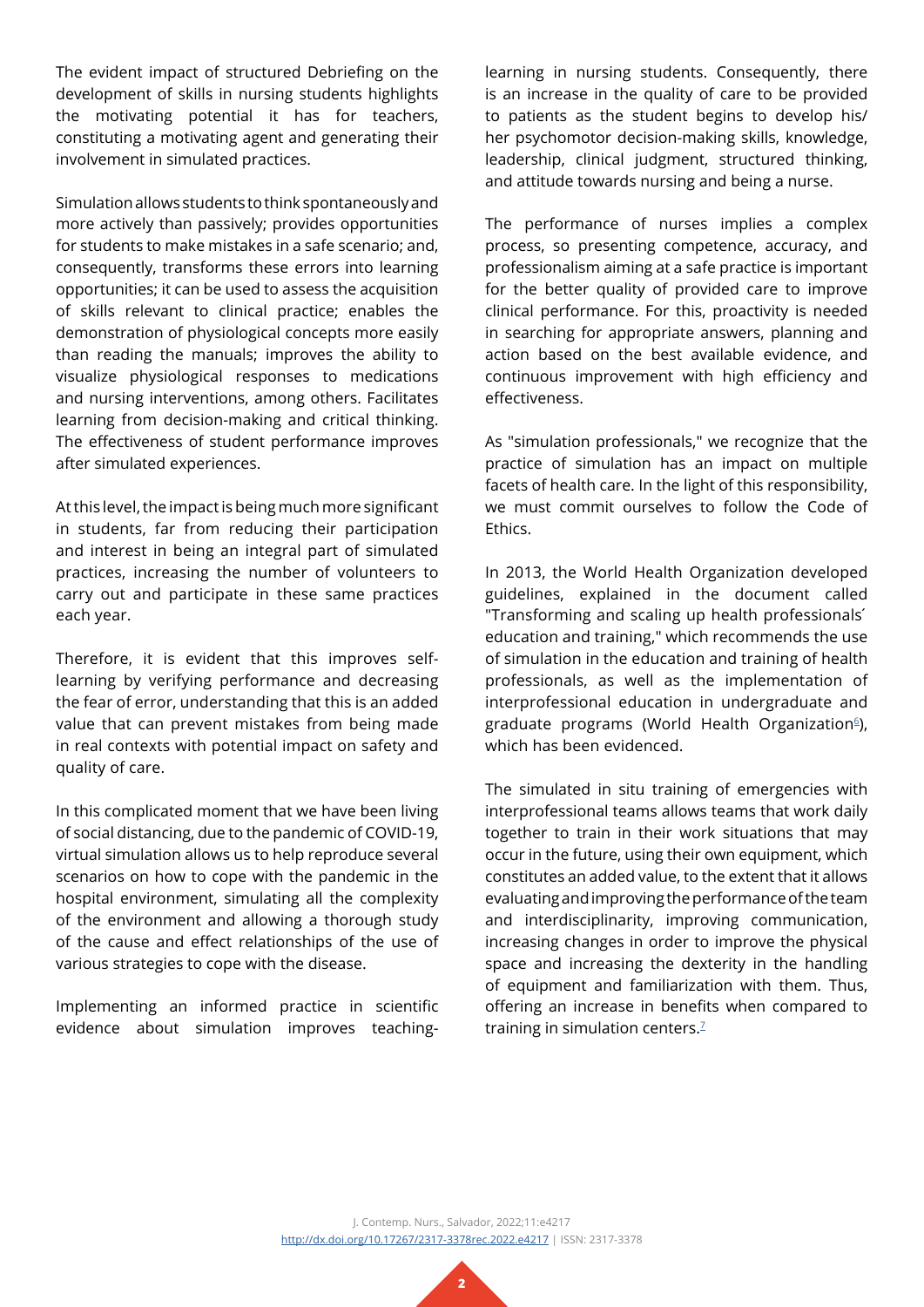The evident impact of structured Debriefing on the development of skills in nursing students highlights the motivating potential it has for teachers, constituting a motivating agent and generating their involvement in simulated practices.

Simulation allows students to think spontaneously and more actively than passively; provides opportunities for students to make mistakes in a safe scenario; and, consequently, transforms these errors into learning opportunities; it can be used to assess the acquisition of skills relevant to clinical practice; enables the demonstration of physiological concepts more easily than reading the manuals; improves the ability to visualize physiological responses to medications and nursing interventions, among others. Facilitates learning from decision-making and critical thinking. The effectiveness of student performance improves after simulated experiences.

At this level, the impact is being much more significant in students, far from reducing their participation and interest in being an integral part of simulated practices, increasing the number of volunteers to carry out and participate in these same practices each year.

Therefore, it is evident that this improves self-learning by verifying performance and decreasing the fear of error, understanding that this is an added value that can prevent mistakes from being made in real contexts with potential impact on safety and quality of care.

In this complicated moment that we have been living of social distancing, due to the pandemic of COVID-19, virtual simulation allows us to help reproduce several scenarios on how to cope with the pandemic in the hospital environment, simulating all the complexity of the environment and allowing a thorough study of the cause and effect relationships of the use of various strategies to cope with the disease.

Implementing an informed practice in scientific evidence about simulation improves teaching-learning in nursing students. Consequently, there is an increase in the quality of care to be provided to patients as the student begins to develop his/her psychomotor decision-making skills, knowledge, leadership, clinical judgment, structured thinking, and attitude towards nursing and being a nurse.

The performance of nurses implies a complex process, so presenting competence, accuracy, and professionalism aiming at a safe practice is important for the better quality of provided care to improve clinical performance. For this, proactivity is needed in searching for appropriate answers, planning and action based on the best available evidence, and continuous improvement with high efficiency and effectiveness.

As "simulation professionals," we recognize that the practice of simulation has an impact on multiple facets of health care. In the light of this responsibility, we must commit ourselves to follow the Code of Ethics.

In 2013, the World Health Organization developed guidelines, explained in the document called "Transforming and scaling up health professionals´ education and training," which recommends the use of simulation in the education and training of health professionals, as well as the implementation of interprofessional education in undergraduate and graduate programs (World Health Organization[6]), which has been evidenced.

The simulated in situ training of emergencies with interprofessional teams allows teams that work daily together to train in their work situations that may occur in the future, using their own equipment, which constitutes an added value, to the extent that it allows evaluating and improving the performance of the team and interdisciplinarity, improving communication, increasing changes in order to improve the physical space and increasing the dexterity in the handling of equipment and familiarization with them. Thus, offering an increase in benefits when compared to training in simulation centers.[7]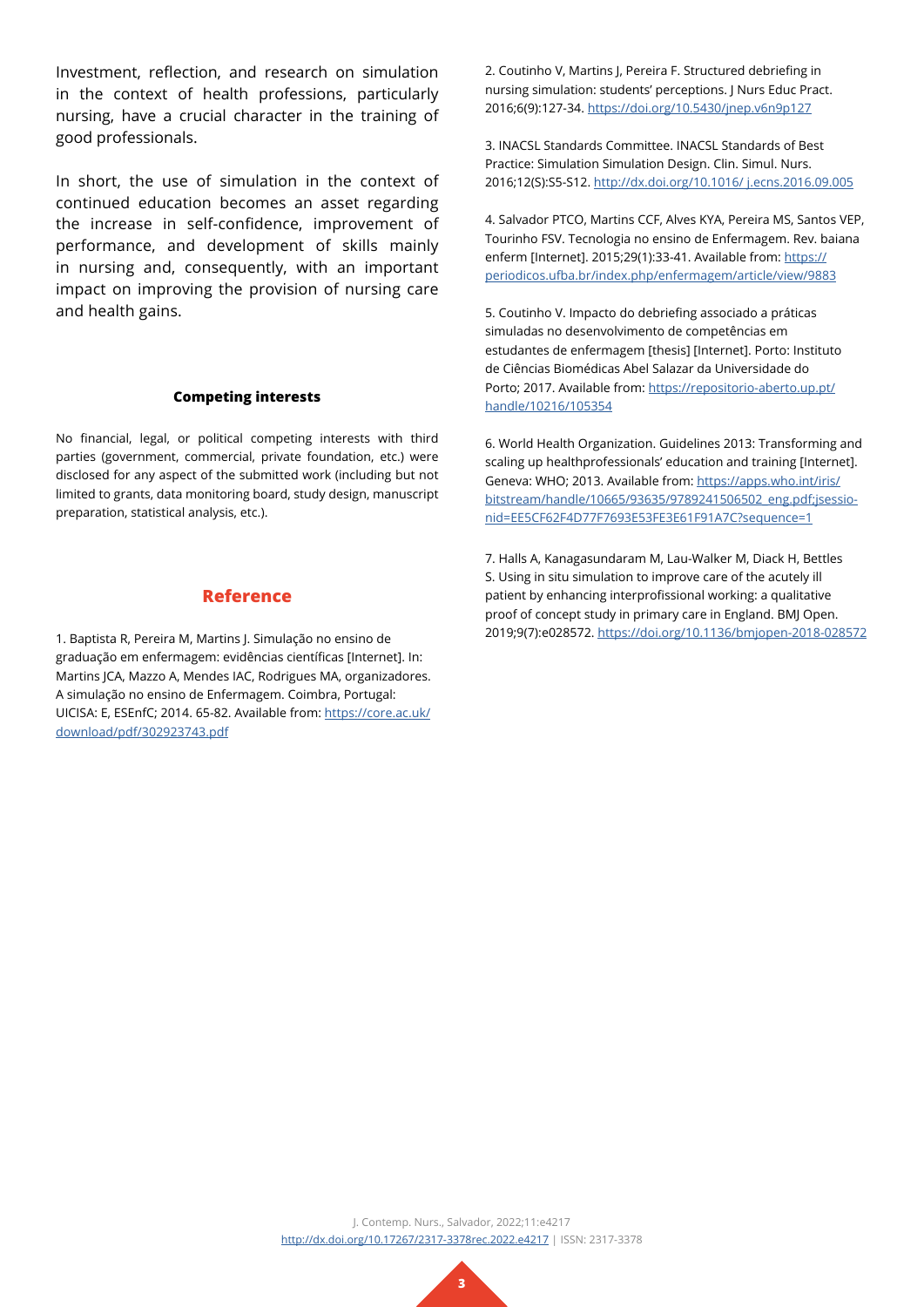Investment, reflection, and research on simulation in the context of health professions, particularly nursing, have a crucial character in the training of good professionals.

In short, the use of simulation in the context of continued education becomes an asset regarding the increase in self-confidence, improvement of performance, and development of skills mainly in nursing and, consequently, with an important impact on improving the provision of nursing care and health gains.

**Competing interests**

No financial, legal, or political competing interests with third parties (government, commercial, private foundation, etc.) were disclosed for any aspect of the submitted work (including but not limited to grants, data monitoring board, study design, manuscript preparation, statistical analysis, etc.).

## Reference

1. Baptista R, Pereira M, Martins J. Simulação no ensino de graduação em enfermagem: evidências científicas [Internet]. In: Martins JCA, Mazzo A, Mendes IAC, Rodrigues MA, organizadores. A simulação no ensino de Enfermagem. Coimbra, Portugal: UICISA: E, ESEnfC; 2014. 65-82. Available from: https://core.ac.uk/download/pdf/302923743.pdf

2. Coutinho V, Martins J, Pereira F. Structured debriefing in nursing simulation: students' perceptions. J Nurs Educ Pract. 2016;6(9):127-34. https://doi.org/10.5430/jnep.v6n9p127

3. INACSL Standards Committee. INACSL Standards of Best Practice: Simulation Simulation Design. Clin. Simul. Nurs. 2016;12(S):S5-S12. http://dx.doi.org/10.1016/ j.ecns.2016.09.005

4. Salvador PTCO, Martins CCF, Alves KYA, Pereira MS, Santos VEP, Tourinho FSV. Tecnologia no ensino de Enfermagem. Rev. baiana enferm [Internet]. 2015;29(1):33-41. Available from: https://periodicos.ufba.br/index.php/enfermagem/article/view/9883

5. Coutinho V. Impacto do debriefing associado a práticas simuladas no desenvolvimento de competências em estudantes de enfermagem [thesis] [Internet]. Porto: Instituto de Ciências Biomédicas Abel Salazar da Universidade do Porto; 2017. Available from: https://repositorio-aberto.up.pt/handle/10216/105354

6. World Health Organization. Guidelines 2013: Transforming and scaling up healthprofessionals' education and training [Internet]. Geneva: WHO; 2013. Available from: https://apps.who.int/iris/bitstream/handle/10665/93635/9789241506502_eng.pdf;jsessionid=EE5CF62F4D77F7693E53FE3E61F91A7C?sequence=1

7. Halls A, Kanagasundaram M, Lau-Walker M, Diack H, Bettles S. Using in situ simulation to improve care of the acutely ill patient by enhancing interpofissional working: a qualitative proof of concept study in primary care in England. BMJ Open. 2019;9(7):e028572. https://doi.org/10.1136/bmjopen-2018-028572